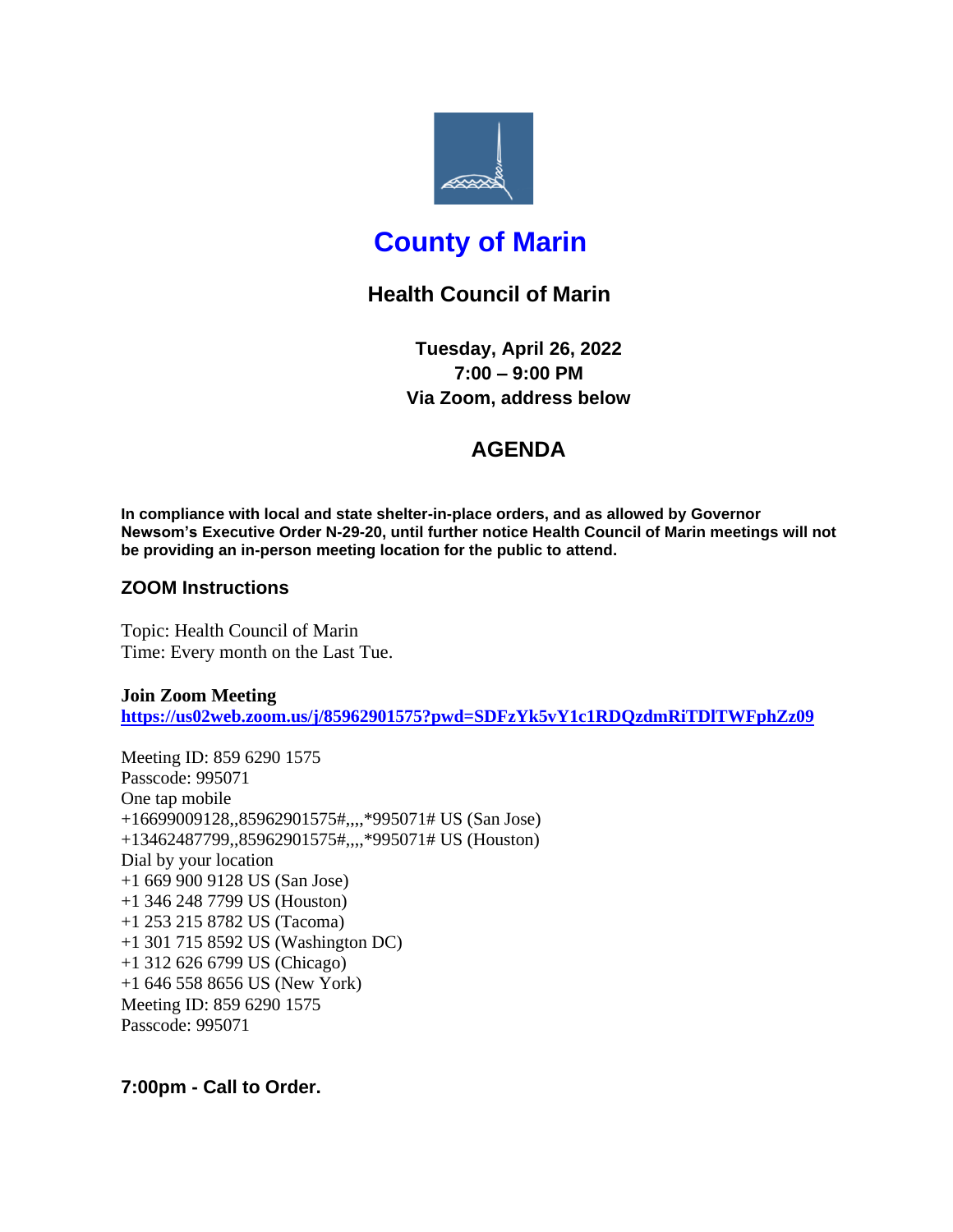# County of Marin

## Health Council of Marin

**Tuesday, April 26, 2022**
**7:00 – 9:00 PM**
**Via Zoom, address below**

## AGENDA

**In compliance with local and state shelter-in-place orders, and as allowed by Governor Newsom's Executive Order N-29-20, until further notice Health Council of Marin meetings will not be providing an in-person meeting location for the public to attend.**

### ZOOM Instructions

Topic: Health Council of Marin
Time: Every month on the Last Tue.

**Join Zoom Meeting**
**https://us02web.zoom.us/j/85962901575?pwd=SDFzYk5vY1c1RDQzdmRiTDlTWFphZz09**

Meeting ID: 859 6290 1575
Passcode: 995071
One tap mobile
+16699009128,,85962901575#,,,,*995071# US (San Jose)
+13462487799,,85962901575#,,,,*995071# US (Houston)
Dial by your location
+1 669 900 9128 US (San Jose)
+1 346 248 7799 US (Houston)
+1 253 215 8782 US (Tacoma)
+1 301 715 8592 US (Washington DC)
+1 312 626 6799 US (Chicago)
+1 646 558 8656 US (New York)
Meeting ID: 859 6290 1575
Passcode: 995071

### 7:00pm - Call to Order.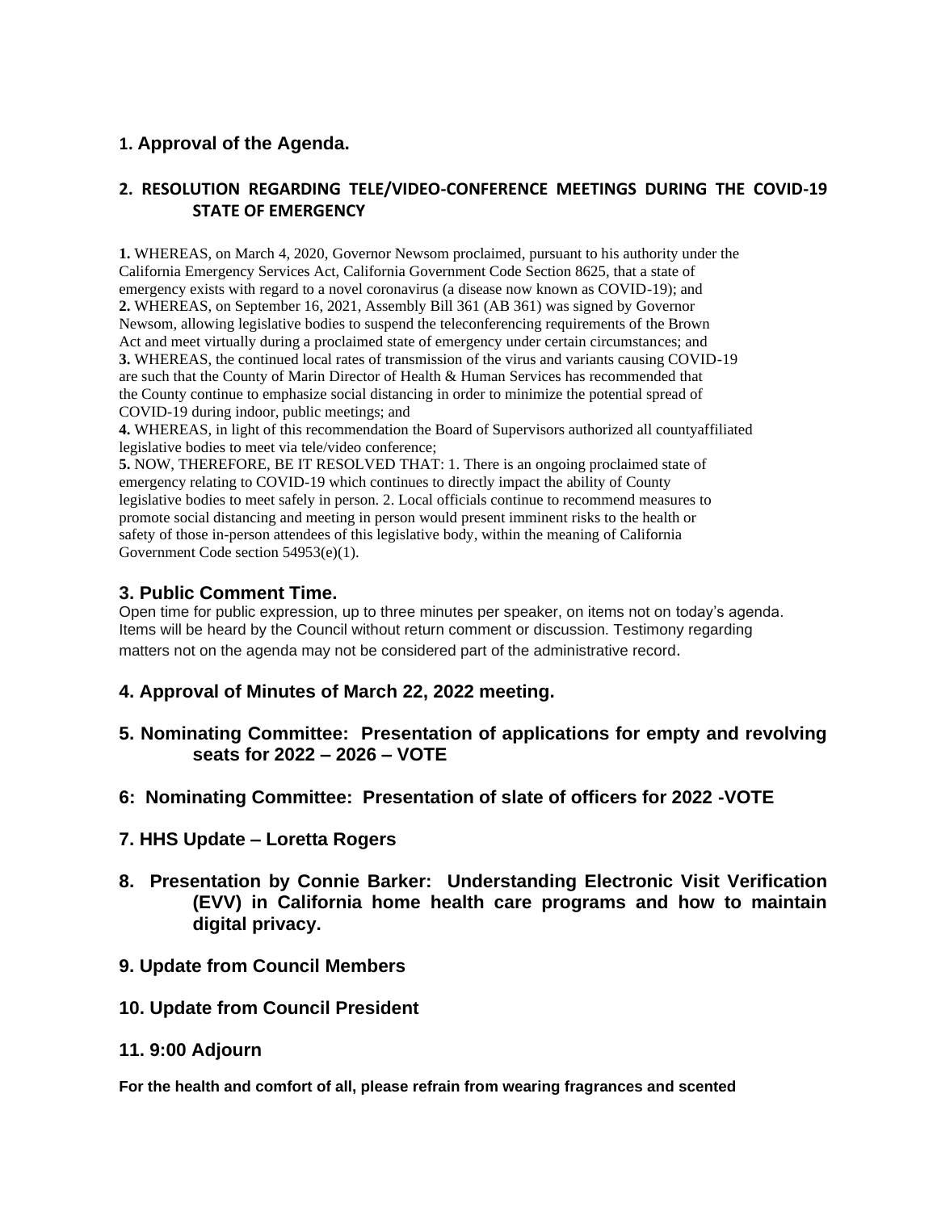**1. Approval of the Agenda.**

**2. RESOLUTION REGARDING TELE/VIDEO-CONFERENCE MEETINGS DURING THE COVID-19 STATE OF EMERGENCY**

**1.** WHEREAS, on March 4, 2020, Governor Newsom proclaimed, pursuant to his authority under the California Emergency Services Act, California Government Code Section 8625, that a state of emergency exists with regard to a novel coronavirus (a disease now known as COVID-19); and
**2.** WHEREAS, on September 16, 2021, Assembly Bill 361 (AB 361) was signed by Governor Newsom, allowing legislative bodies to suspend the teleconferencing requirements of the Brown Act and meet virtually during a proclaimed state of emergency under certain circumstances; and
**3.** WHEREAS, the continued local rates of transmission of the virus and variants causing COVID-19 are such that the County of Marin Director of Health & Human Services has recommended that the County continue to emphasize social distancing in order to minimize the potential spread of COVID-19 during indoor, public meetings; and
**4.** WHEREAS, in light of this recommendation the Board of Supervisors authorized all countyaffiliated legislative bodies to meet via tele/video conference;
**5.** NOW, THEREFORE, BE IT RESOLVED THAT: 1. There is an ongoing proclaimed state of emergency relating to COVID-19 which continues to directly impact the ability of County legislative bodies to meet safely in person. 2. Local officials continue to recommend measures to promote social distancing and meeting in person would present imminent risks to the health or safety of those in-person attendees of this legislative body, within the meaning of California Government Code section 54953(e)(1).

**3. Public Comment Time.**

Open time for public expression, up to three minutes per speaker, on items not on today's agenda. Items will be heard by the Council without return comment or discussion. Testimony regarding matters not on the agenda may not be considered part of the administrative record.

**4. Approval of Minutes of March 22, 2022 meeting.**

**5. Nominating Committee: Presentation of applications for empty and revolving seats for 2022 – 2026 – VOTE**

**6: Nominating Committee: Presentation of slate of officers for 2022 -VOTE**

**7. HHS Update – Loretta Rogers**

**8. Presentation by Connie Barker: Understanding Electronic Visit Verification (EVV) in California home health care programs and how to maintain digital privacy.**

**9. Update from Council Members**

**10. Update from Council President**

**11. 9:00 Adjourn**

**For the health and comfort of all, please refrain from wearing fragrances and scented**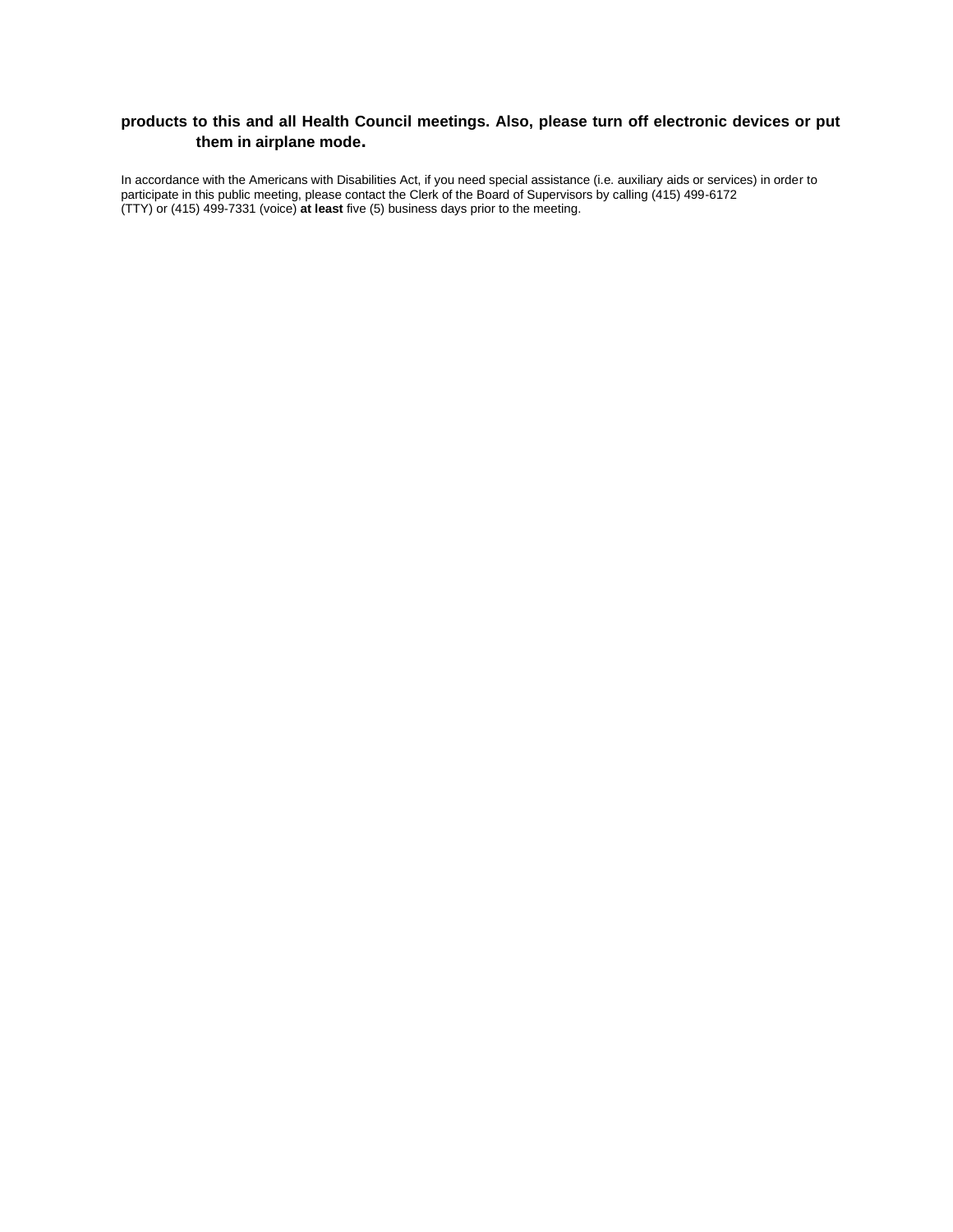**products to this and all Health Council meetings. Also, please turn off electronic devices or put them in airplane mode.**

In accordance with the Americans with Disabilities Act, if you need special assistance (i.e. auxiliary aids or services) in order to participate in this public meeting, please contact the Clerk of the Board of Supervisors by calling (415) 499-6172 (TTY) or (415) 499-7331 (voice) **at least** five (5) business days prior to the meeting.